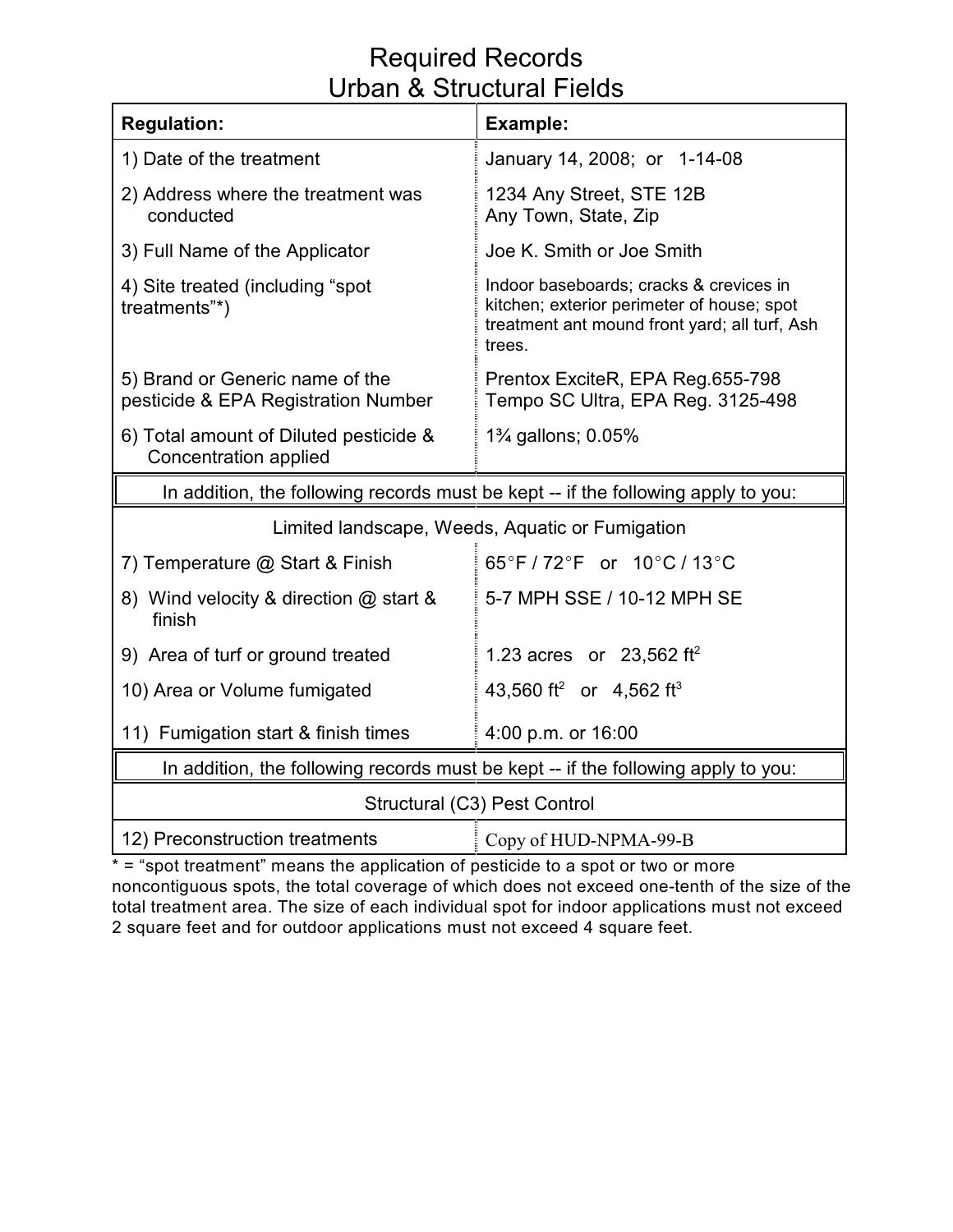# Required Records
## Urban & Structural Fields

| Regulation: | Example: |
|---|---|
| 1) Date of the treatment | January 14, 2008; or 1-14-08 |
| 2) Address where the treatment was conducted | 1234 Any Street, STE 12B<br>Any Town, State, Zip |
| 3) Full Name of the Applicator | Joe K. Smith or Joe Smith |
| 4) Site treated (including "spot treatments"*) | Indoor baseboards; cracks & crevices in kitchen; exterior perimeter of house; spot treatment ant mound front yard; all turf, Ash trees. |
| 5) Brand or Generic name of the pesticide & EPA Registration Number | Prentox ExciteR, EPA Reg.655-798<br>Tempo SC Ultra, EPA Reg. 3125-498 |
| 6) Total amount of Diluted pesticide & Concentration applied | 1¾ gallons; 0.05% |
| In addition, the following records must be kept -- if the following apply to you: | |
| Limited landscape, Weeds, Aquatic or Fumigation | |
| 7) Temperature @ Start & Finish | 65°F / 72°F or 10°C / 13°C |
| 8) Wind velocity & direction @ start & finish | 5-7 MPH SSE / 10-12 MPH SE |
| 9) Area of turf or ground treated | 1.23 acres or 23,562 $ft^2$ |
| 10) Area or Volume fumigated | 43,560 $ft^2$ or 4,562 $ft^3$ |
| 11) Fumigation start & finish times | 4:00 p.m. or 16:00 |
| In addition, the following records must be kept -- if the following apply to you: | |
| Structural (C3) Pest Control | |
| 12) Preconstruction treatments | Copy of HUD-NPMA-99-B |

* = "spot treatment" means the application of pesticide to a spot or two or more noncontiguous spots, the total coverage of which does not exceed one-tenth of the size of the total treatment area. The size of each individual spot for indoor applications must not exceed 2 square feet and for outdoor applications must not exceed 4 square feet.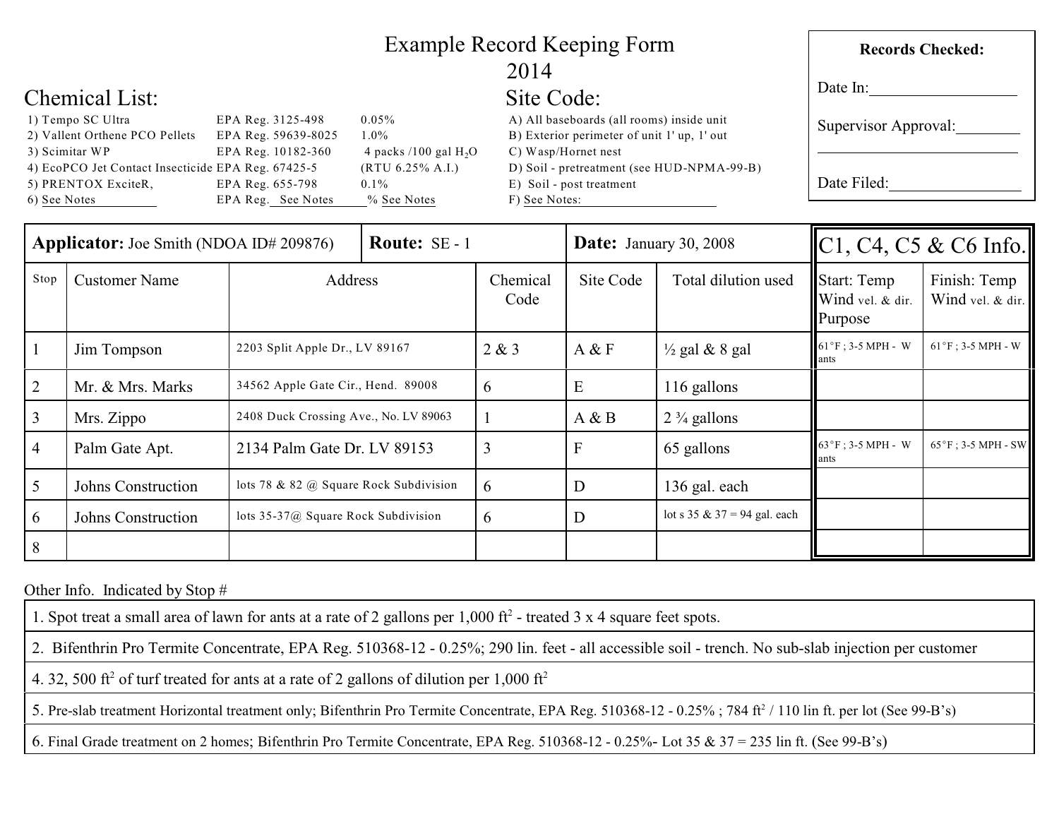# Example Record Keeping Form

## 2014

**Records Checked:**

Date In:__________________

Supervisor Approval:________
___________________________

Date Filed:________________

## Chemical List:

| | | |
|---|---|---|
| 1) Tempo SC Ultra | EPA Reg. 3125-498 | 0.05% |
| 2) Vallent Orthene PCO Pellets | EPA Reg. 59639-8025 | 1.0% |
| 3) Scimitar WP | EPA Reg. 10182-360 | 4 packs /100 gal $H_2O$ |
| 4) EcoPCO Jet Contact Insecticide | EPA Reg. 67425-5 | (RTU 6.25% A.I.) |
| 5) PRENTOX ExciteR, | EPA Reg. 655-798 | 0.1% |
| 6) See Notes | EPA Reg. See Notes | % See Notes |

## Site Code:

A) All baseboards (all rooms) inside unit
B) Exterior perimeter of unit 1' up, 1' out
C) Wasp/Hornet nest
D) Soil - pretreatment (see HUD-NPMA-99-B)
E) Soil - post treatment
F) See Notes:

**Applicator:** Joe Smith (NDOA ID# 209876) | **Route:** SE - 1 | **Date:** January 30, 2008

| Stop | Customer Name | Address | Chemical Code | Site Code | Total dilution used | C1, C4, C5 & C6 Info. Start: Temp Wind vel. & dir. Purpose | Finish: Temp Wind vel. & dir. |
|---|---|---|---|---|---|---|---|
| 1 | Jim Tompson | 2203 Split Apple Dr., LV 89167 | 2 & 3 | A & F | ½ gal & 8 gal | 61°F ; 3-5 MPH - W ants | 61°F ; 3-5 MPH - W |
| 2 | Mr. & Mrs. Marks | 34562 Apple Gate Cir., Hend. 89008 | 6 | E | 116 gallons | | |
| 3 | Mrs. Zippo | 2408 Duck Crossing Ave., No. LV 89063 | 1 | A & B | 2 ¾ gallons | | |
| 4 | Palm Gate Apt. | 2134 Palm Gate Dr. LV 89153 | 3 | F | 65 gallons | 63°F ; 3-5 MPH - W ants | 65°F ; 3-5 MPH - SW |
| 5 | Johns Construction | lots 78 & 82 @ Square Rock Subdivision | 6 | D | 136 gal. each | | |
| 6 | Johns Construction | lots 35-37@ Square Rock Subdivision | 6 | D | lot s 35 & 37 = 94 gal. each | | |
| 8 | | | | | | | |

Other Info. Indicated by Stop #

| |
|---|
| 1. Spot treat a small area of lawn for ants at a rate of 2 gallons per 1,000 $ft^2$ - treated 3 x 4 square feet spots. |
| 2. Bifenthrin Pro Termite Concentrate, EPA Reg. 510368-12 - 0.25%; 290 lin. feet - all accessible soil - trench. No sub-slab injection per customer |
| 4. 32, 500 $ft^2$ of turf treated for ants at a rate of 2 gallons of dilution per 1,000 $ft^2$ |
| 5. Pre-slab treatment Horizontal treatment only; Bifenthrin Pro Termite Concentrate, EPA Reg. 510368-12 - 0.25% ; 784 $ft^2$ / 110 lin ft. per lot (See 99-B's) |
| 6. Final Grade treatment on 2 homes; Bifenthrin Pro Termite Concentrate, EPA Reg. 510368-12 - 0.25%- Lot 35 & 37 = 235 lin ft. (See 99-B's) |